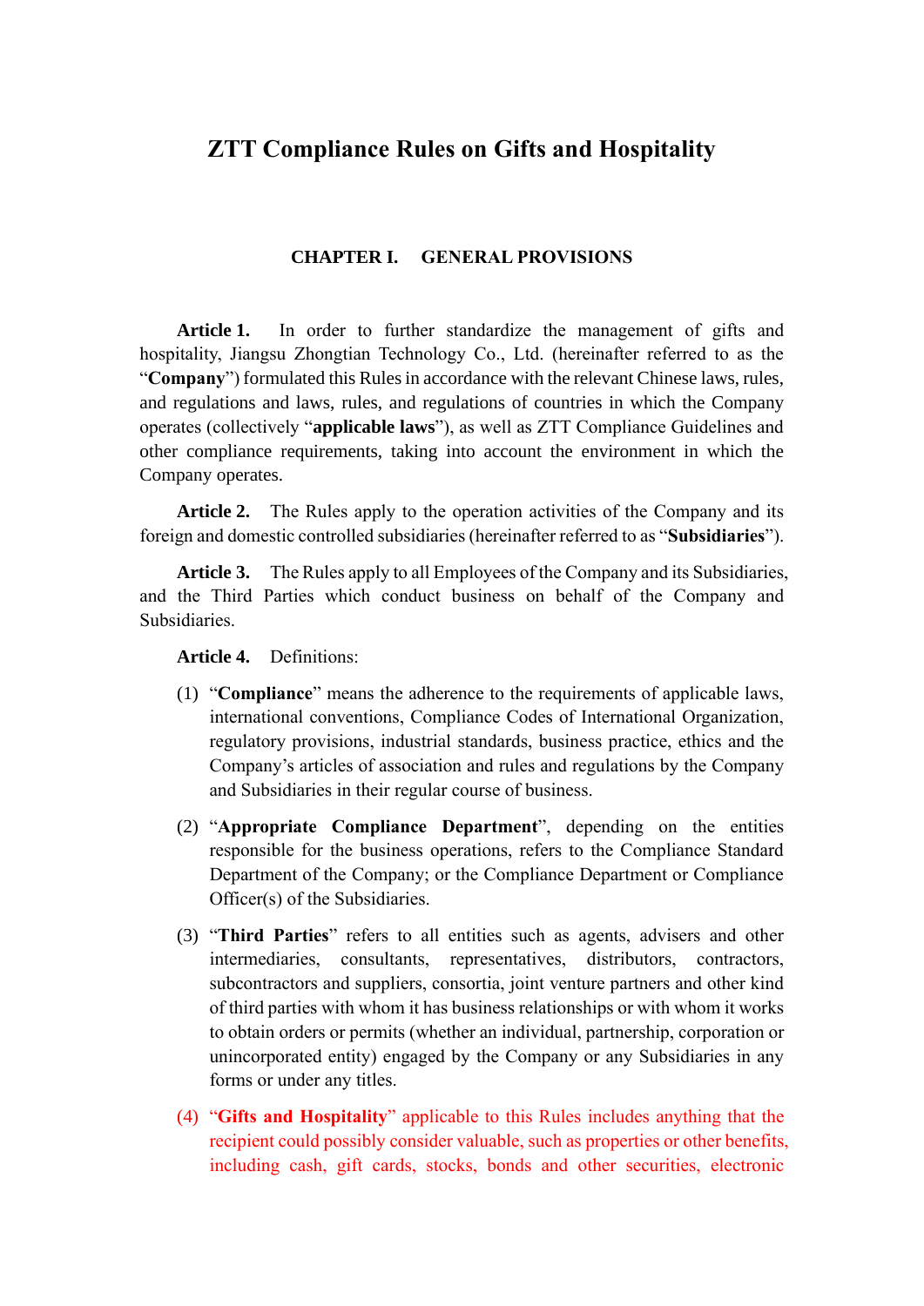# ZTT Compliance Rules on Gifts and Hospitality

## CHAPTER I. GENERAL PROVISIONS

**Article 1.** In order to further standardize the management of gifts and hospitality, Jiangsu Zhongtian Technology Co., Ltd. (hereinafter referred to as the "**Company**") formulated this Rules in accordance with the relevant Chinese laws, rules, and regulations and laws, rules, and regulations of countries in which the Company operates (collectively "**applicable laws**"), as well as ZTT Compliance Guidelines and other compliance requirements, taking into account the environment in which the Company operates.

**Article 2.** The Rules apply to the operation activities of the Company and its foreign and domestic controlled subsidiaries (hereinafter referred to as "**Subsidiaries**").

**Article 3.** The Rules apply to all Employees of the Company and its Subsidiaries, and the Third Parties which conduct business on behalf of the Company and Subsidiaries.

**Article 4.** Definitions:

(1) "**Compliance**" means the adherence to the requirements of applicable laws, international conventions, Compliance Codes of International Organization, regulatory provisions, industrial standards, business practice, ethics and the Company's articles of association and rules and regulations by the Company and Subsidiaries in their regular course of business.

(2) "**Appropriate Compliance Department**", depending on the entities responsible for the business operations, refers to the Compliance Standard Department of the Company; or the Compliance Department or Compliance Officer(s) of the Subsidiaries.

(3) "**Third Parties**" refers to all entities such as agents, advisers and other intermediaries, consultants, representatives, distributors, contractors, subcontractors and suppliers, consortia, joint venture partners and other kind of third parties with whom it has business relationships or with whom it works to obtain orders or permits (whether an individual, partnership, corporation or unincorporated entity) engaged by the Company or any Subsidiaries in any forms or under any titles.

(4) "**Gifts and Hospitality**" applicable to this Rules includes anything that the recipient could possibly consider valuable, such as properties or other benefits, including cash, gift cards, stocks, bonds and other securities, electronic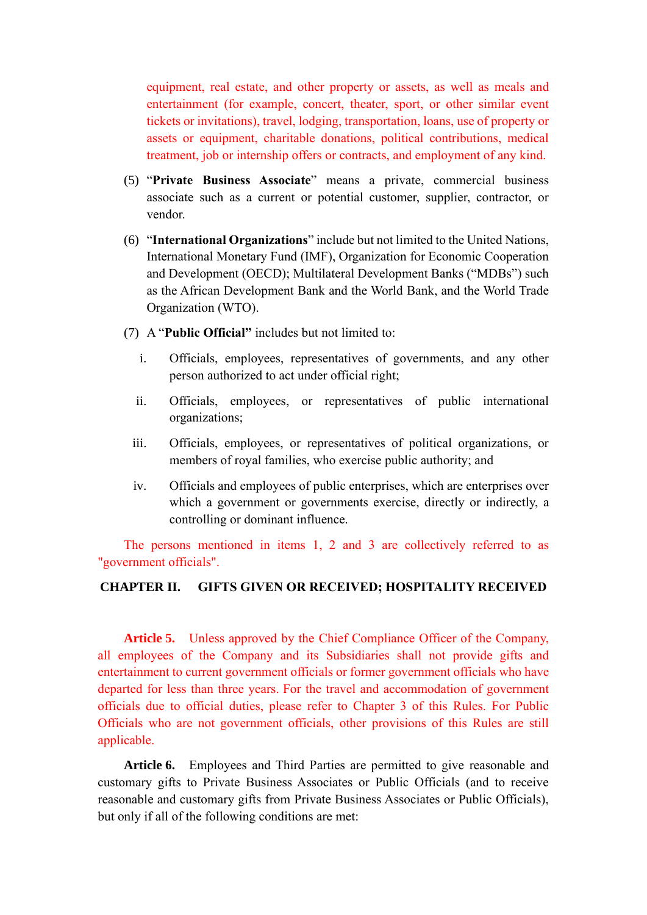equipment, real estate, and other property or assets, as well as meals and entertainment (for example, concert, theater, sport, or other similar event tickets or invitations), travel, lodging, transportation, loans, use of property or assets or equipment, charitable donations, political contributions, medical treatment, job or internship offers or contracts, and employment of any kind.

(5) "**Private Business Associate**" means a private, commercial business associate such as a current or potential customer, supplier, contractor, or vendor.

(6) "**International Organizations**" include but not limited to the United Nations, International Monetary Fund (IMF), Organization for Economic Cooperation and Development (OECD); Multilateral Development Banks ("MDBs") such as the African Development Bank and the World Bank, and the World Trade Organization (WTO).

(7) A "**Public Official**" includes but not limited to:

i. Officials, employees, representatives of governments, and any other person authorized to act under official right;

ii. Officials, employees, or representatives of public international organizations;

iii. Officials, employees, or representatives of political organizations, or members of royal families, who exercise public authority; and

iv. Officials and employees of public enterprises, which are enterprises over which a government or governments exercise, directly or indirectly, a controlling or dominant influence.

The persons mentioned in items 1, 2 and 3 are collectively referred to as "government officials".

## CHAPTER II. GIFTS GIVEN OR RECEIVED; HOSPITALITY RECEIVED

**Article 5.** Unless approved by the Chief Compliance Officer of the Company, all employees of the Company and its Subsidiaries shall not provide gifts and entertainment to current government officials or former government officials who have departed for less than three years. For the travel and accommodation of government officials due to official duties, please refer to Chapter 3 of this Rules. For Public Officials who are not government officials, other provisions of this Rules are still applicable.

**Article 6.** Employees and Third Parties are permitted to give reasonable and customary gifts to Private Business Associates or Public Officials (and to receive reasonable and customary gifts from Private Business Associates or Public Officials), but only if all of the following conditions are met: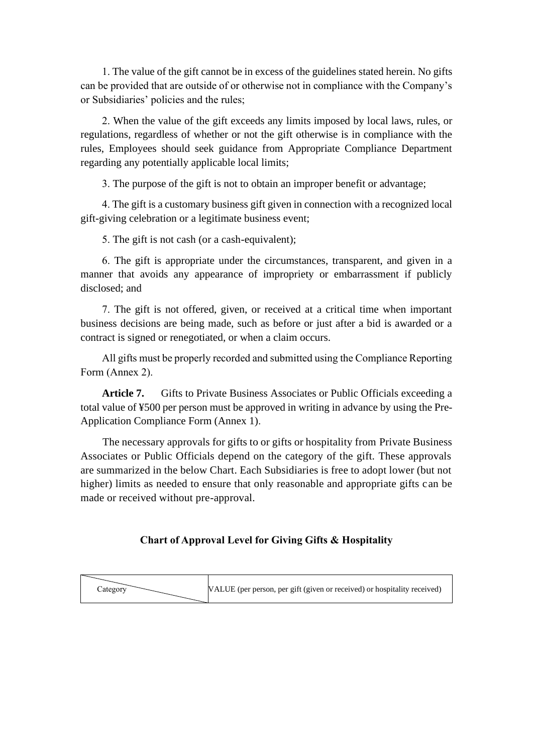1. The value of the gift cannot be in excess of the guidelines stated herein. No gifts can be provided that are outside of or otherwise not in compliance with the Company's or Subsidiaries' policies and the rules;

2. When the value of the gift exceeds any limits imposed by local laws, rules, or regulations, regardless of whether or not the gift otherwise is in compliance with the rules, Employees should seek guidance from Appropriate Compliance Department regarding any potentially applicable local limits;

3. The purpose of the gift is not to obtain an improper benefit or advantage;

4. The gift is a customary business gift given in connection with a recognized local gift-giving celebration or a legitimate business event;

5. The gift is not cash (or a cash-equivalent);

6. The gift is appropriate under the circumstances, transparent, and given in a manner that avoids any appearance of impropriety or embarrassment if publicly disclosed; and

7. The gift is not offered, given, or received at a critical time when important business decisions are being made, such as before or just after a bid is awarded or a contract is signed or renegotiated, or when a claim occurs.

All gifts must be properly recorded and submitted using the Compliance Reporting Form (Annex 2).

**Article 7.** Gifts to Private Business Associates or Public Officials exceeding a total value of ¥500 per person must be approved in writing in advance by using the Pre-Application Compliance Form (Annex 1).

The necessary approvals for gifts to or gifts or hospitality from Private Business Associates or Public Officials depend on the category of the gift. These approvals are summarized in the below Chart. Each Subsidiaries is free to adopt lower (but not higher) limits as needed to ensure that only reasonable and appropriate gifts can be made or received without pre-approval.

**Chart of Approval Level for Giving Gifts & Hospitality**

| Category | VALUE (per person, per gift (given or received) or hospitality received) |
| --- | --- |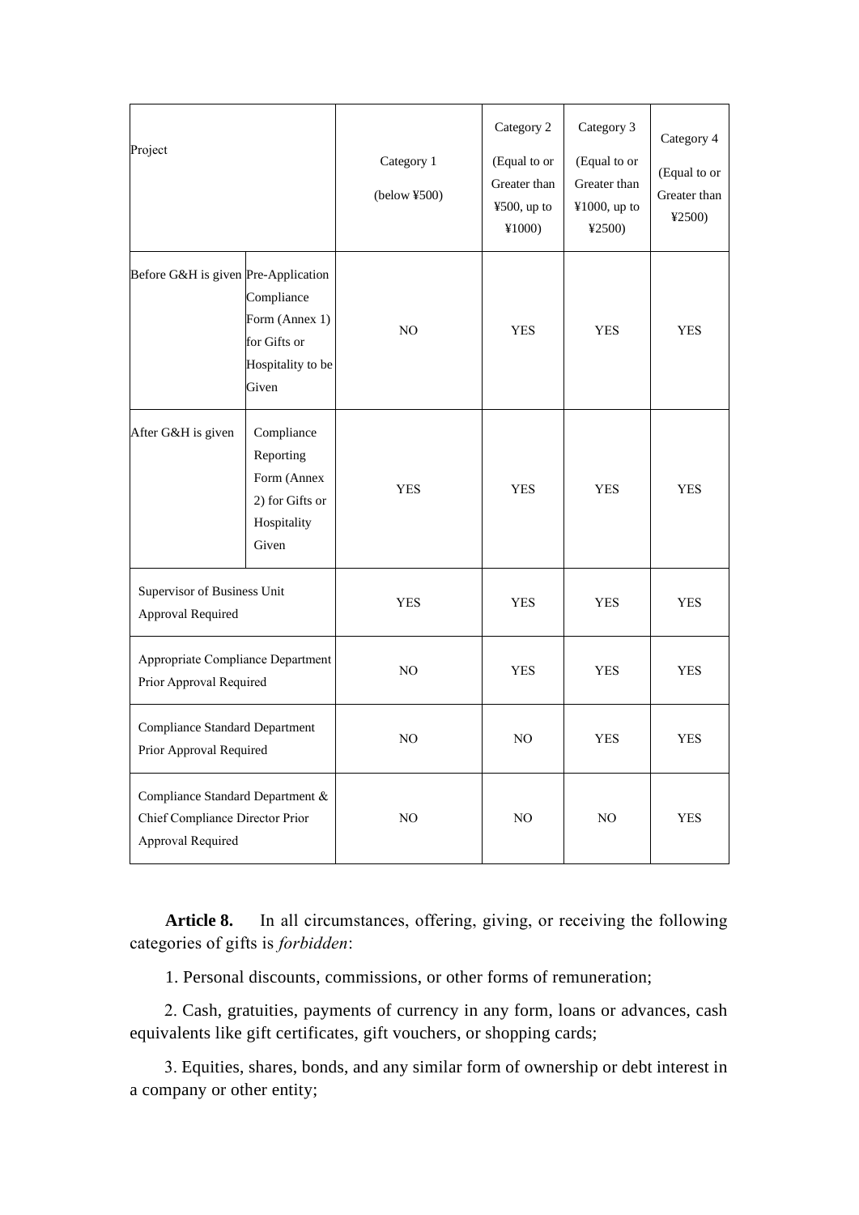| Project | | Category 1 (below ¥500) | Category 2 (Equal to or Greater than ¥500, up to ¥1000) | Category 3 (Equal to or Greater than ¥1000, up to ¥2500) | Category 4 (Equal to or Greater than ¥2500) |
|---|---|---|---|---|---|
| Before G&H is given | Pre-Application Compliance Form (Annex 1) for Gifts or Hospitality to be Given | NO | YES | YES | YES |
| After G&H is given | Compliance Reporting Form (Annex 2) for Gifts or Hospitality Given | YES | YES | YES | YES |
| Supervisor of Business Unit Approval Required | | YES | YES | YES | YES |
| Appropriate Compliance Department Prior Approval Required | | NO | YES | YES | YES |
| Compliance Standard Department Prior Approval Required | | NO | NO | YES | YES |
| Compliance Standard Department & Chief Compliance Director Prior Approval Required | | NO | NO | NO | YES |

**Article 8.** In all circumstances, offering, giving, or receiving the following categories of gifts is *forbidden*:

1. Personal discounts, commissions, or other forms of remuneration;

2. Cash, gratuities, payments of currency in any form, loans or advances, cash equivalents like gift certificates, gift vouchers, or shopping cards;

3. Equities, shares, bonds, and any similar form of ownership or debt interest in a company or other entity;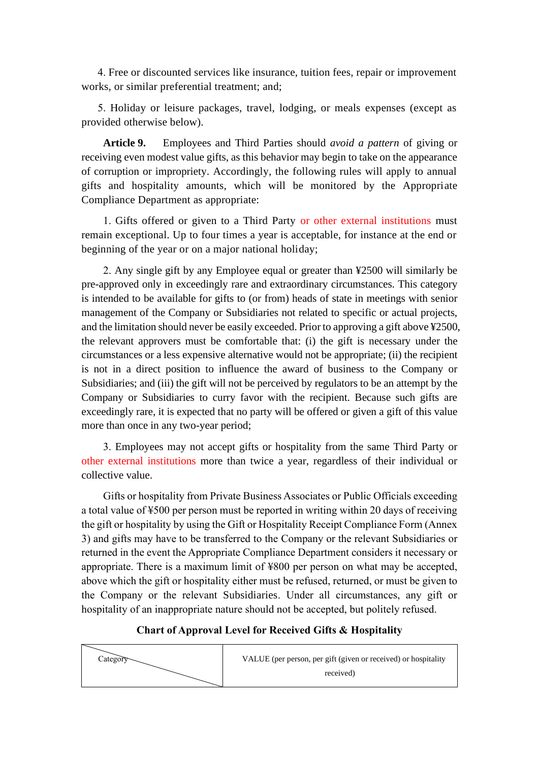4. Free or discounted services like insurance, tuition fees, repair or improvement works, or similar preferential treatment; and;

5. Holiday or leisure packages, travel, lodging, or meals expenses (except as provided otherwise below).

**Article 9.** Employees and Third Parties should *avoid a pattern* of giving or receiving even modest value gifts, as this behavior may begin to take on the appearance of corruption or impropriety. Accordingly, the following rules will apply to annual gifts and hospitality amounts, which will be monitored by the Appropriate Compliance Department as appropriate:

1. Gifts offered or given to a Third Party or other external institutions must remain exceptional. Up to four times a year is acceptable, for instance at the end or beginning of the year or on a major national holiday;

2. Any single gift by any Employee equal or greater than ¥2500 will similarly be pre-approved only in exceedingly rare and extraordinary circumstances. This category is intended to be available for gifts to (or from) heads of state in meetings with senior management of the Company or Subsidiaries not related to specific or actual projects, and the limitation should never be easily exceeded. Prior to approving a gift above ¥2500, the relevant approvers must be comfortable that: (i) the gift is necessary under the circumstances or a less expensive alternative would not be appropriate; (ii) the recipient is not in a direct position to influence the award of business to the Company or Subsidiaries; and (iii) the gift will not be perceived by regulators to be an attempt by the Company or Subsidiaries to curry favor with the recipient. Because such gifts are exceedingly rare, it is expected that no party will be offered or given a gift of this value more than once in any two-year period;

3. Employees may not accept gifts or hospitality from the same Third Party or other external institutions more than twice a year, regardless of their individual or collective value.

Gifts or hospitality from Private Business Associates or Public Officials exceeding a total value of ¥500 per person must be reported in writing within 20 days of receiving the gift or hospitality by using the Gift or Hospitality Receipt Compliance Form (Annex 3) and gifts may have to be transferred to the Company or the relevant Subsidiaries or returned in the event the Appropriate Compliance Department considers it necessary or appropriate. There is a maximum limit of ¥800 per person on what may be accepted, above which the gift or hospitality either must be refused, returned, or must be given to the Company or the relevant Subsidiaries. Under all circumstances, any gift or hospitality of an inappropriate nature should not be accepted, but politely refused.

**Chart of Approval Level for Received Gifts & Hospitality**

| Category | VALUE (per person, per gift (given or received) or hospitality received) |
|---|---|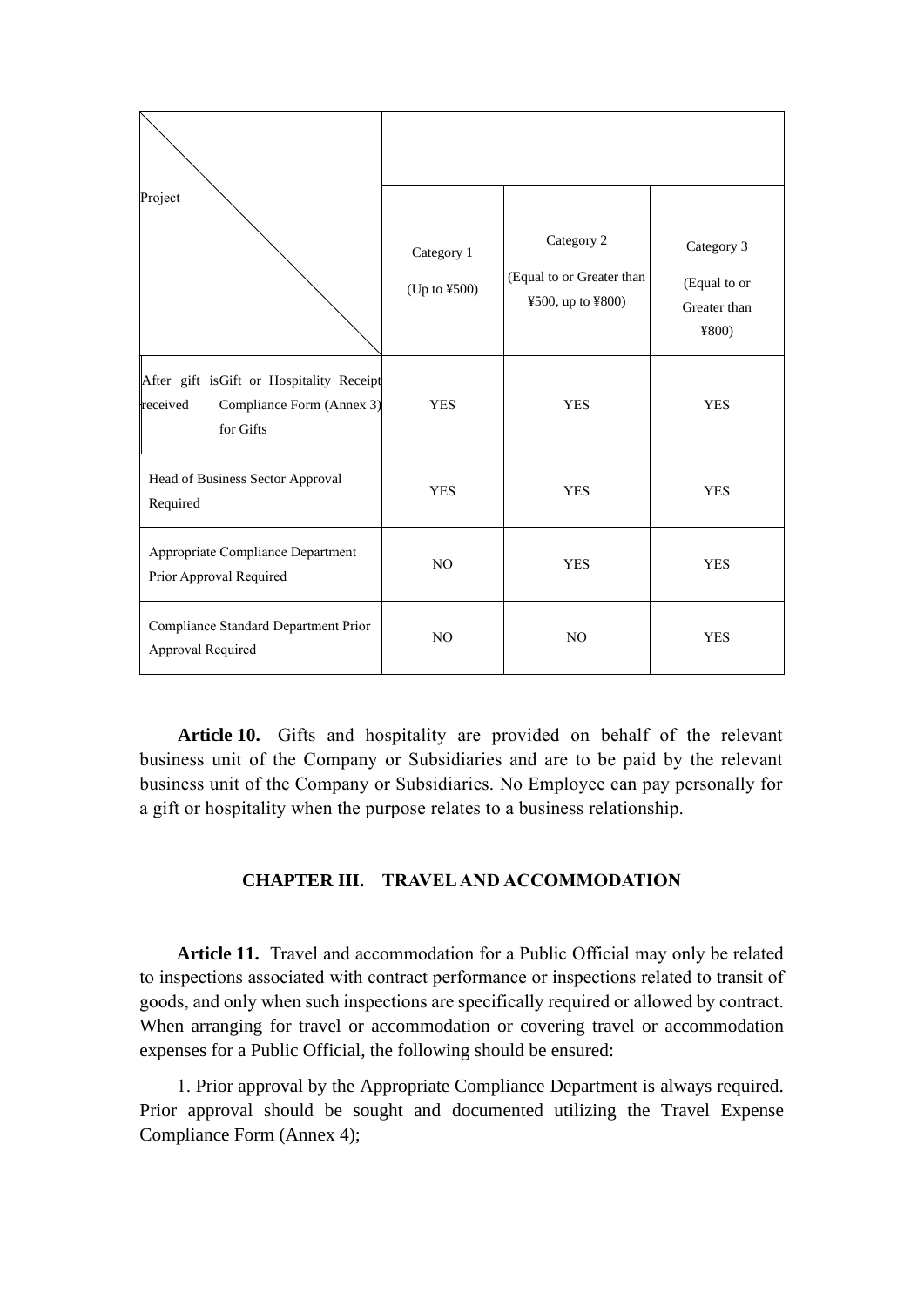| Project | Category 1 (Up to ¥500) | Category 2 (Equal to or Greater than ¥500, up to ¥800) | Category 3 (Equal to or Greater than ¥800) |
|---|---|---|---|
| After gift is received — Gift or Hospitality Receipt Compliance Form (Annex 3) for Gifts | YES | YES | YES |
| Head of Business Sector Approval Required | YES | YES | YES |
| Appropriate Compliance Department Prior Approval Required | NO | YES | YES |
| Compliance Standard Department Prior Approval Required | NO | NO | YES |

**Article 10.** Gifts and hospitality are provided on behalf of the relevant business unit of the Company or Subsidiaries and are to be paid by the relevant business unit of the Company or Subsidiaries. No Employee can pay personally for a gift or hospitality when the purpose relates to a business relationship.

## CHAPTER III. TRAVEL AND ACCOMMODATION

**Article 11.** Travel and accommodation for a Public Official may only be related to inspections associated with contract performance or inspections related to transit of goods, and only when such inspections are specifically required or allowed by contract. When arranging for travel or accommodation or covering travel or accommodation expenses for a Public Official, the following should be ensured:

1. Prior approval by the Appropriate Compliance Department is always required. Prior approval should be sought and documented utilizing the Travel Expense Compliance Form (Annex 4);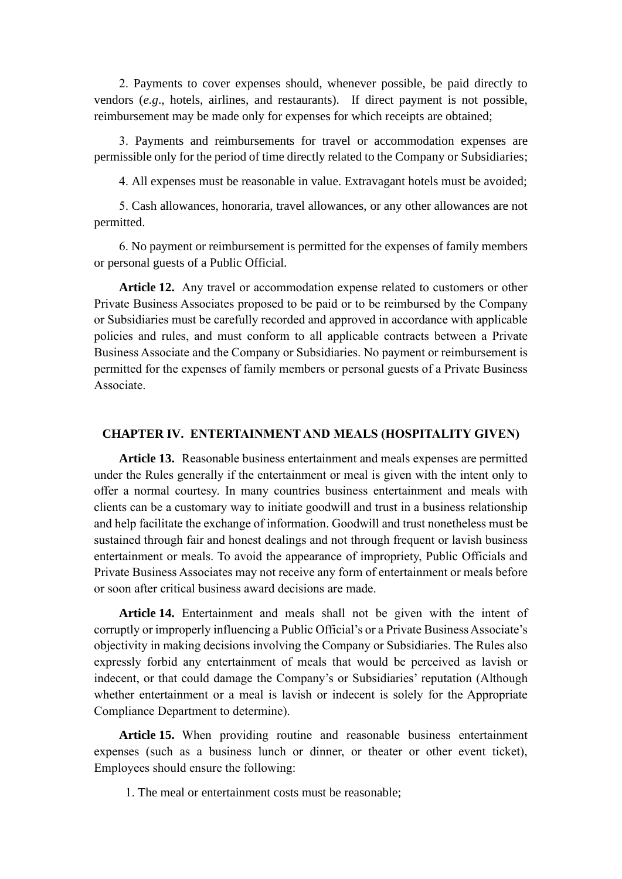2. Payments to cover expenses should, whenever possible, be paid directly to vendors (*e.g*., hotels, airlines, and restaurants). If direct payment is not possible, reimbursement may be made only for expenses for which receipts are obtained;

3. Payments and reimbursements for travel or accommodation expenses are permissible only for the period of time directly related to the Company or Subsidiaries;

4. All expenses must be reasonable in value. Extravagant hotels must be avoided;

5. Cash allowances, honoraria, travel allowances, or any other allowances are not permitted.

6. No payment or reimbursement is permitted for the expenses of family members or personal guests of a Public Official.

**Article 12.** Any travel or accommodation expense related to customers or other Private Business Associates proposed to be paid or to be reimbursed by the Company or Subsidiaries must be carefully recorded and approved in accordance with applicable policies and rules, and must conform to all applicable contracts between a Private Business Associate and the Company or Subsidiaries. No payment or reimbursement is permitted for the expenses of family members or personal guests of a Private Business Associate.

## CHAPTER IV. ENTERTAINMENT AND MEALS (HOSPITALITY GIVEN)

**Article 13.** Reasonable business entertainment and meals expenses are permitted under the Rules generally if the entertainment or meal is given with the intent only to offer a normal courtesy. In many countries business entertainment and meals with clients can be a customary way to initiate goodwill and trust in a business relationship and help facilitate the exchange of information. Goodwill and trust nonetheless must be sustained through fair and honest dealings and not through frequent or lavish business entertainment or meals. To avoid the appearance of impropriety, Public Officials and Private Business Associates may not receive any form of entertainment or meals before or soon after critical business award decisions are made.

**Article 14.** Entertainment and meals shall not be given with the intent of corruptly or improperly influencing a Public Official's or a Private Business Associate's objectivity in making decisions involving the Company or Subsidiaries. The Rules also expressly forbid any entertainment of meals that would be perceived as lavish or indecent, or that could damage the Company's or Subsidiaries' reputation (Although whether entertainment or a meal is lavish or indecent is solely for the Appropriate Compliance Department to determine).

**Article 15.** When providing routine and reasonable business entertainment expenses (such as a business lunch or dinner, or theater or other event ticket), Employees should ensure the following:

1. The meal or entertainment costs must be reasonable;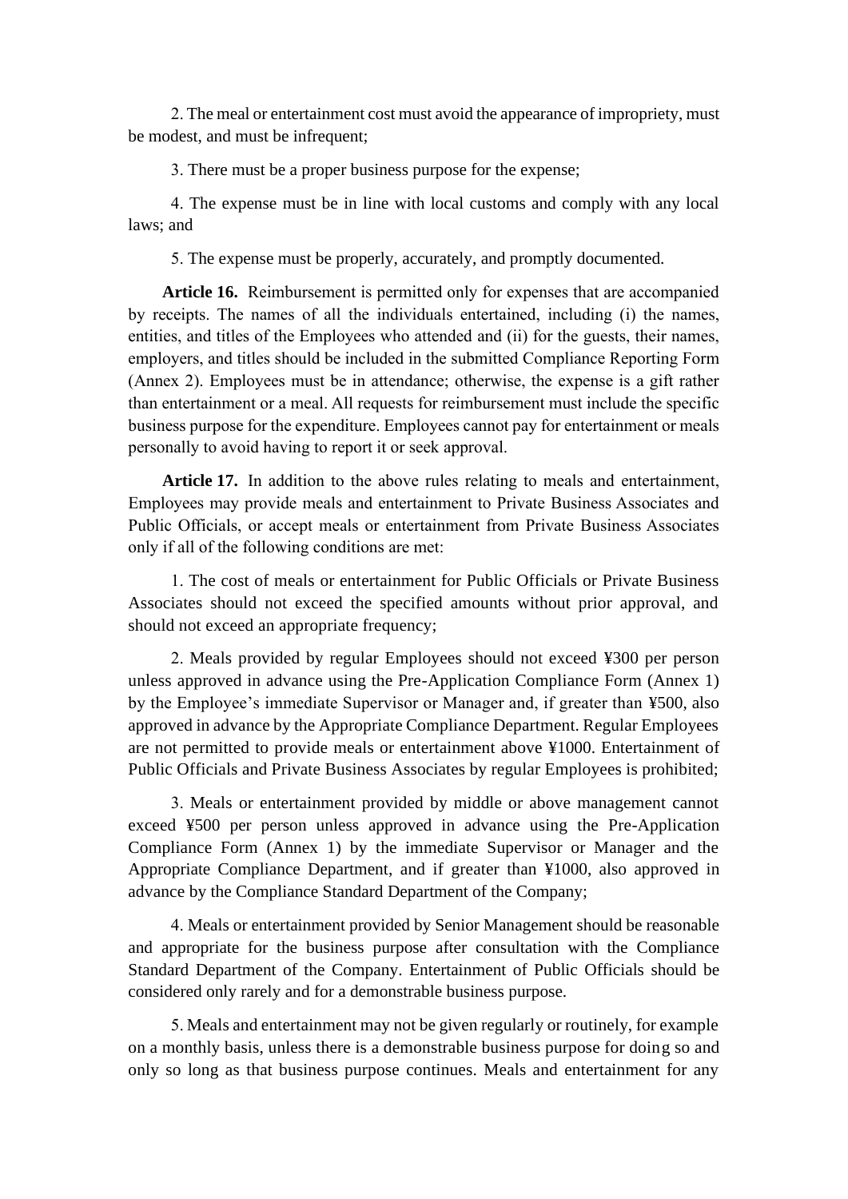2. The meal or entertainment cost must avoid the appearance of impropriety, must be modest, and must be infrequent;

3. There must be a proper business purpose for the expense;

4. The expense must be in line with local customs and comply with any local laws; and

5. The expense must be properly, accurately, and promptly documented.

**Article 16.** Reimbursement is permitted only for expenses that are accompanied by receipts. The names of all the individuals entertained, including (i) the names, entities, and titles of the Employees who attended and (ii) for the guests, their names, employers, and titles should be included in the submitted Compliance Reporting Form (Annex 2). Employees must be in attendance; otherwise, the expense is a gift rather than entertainment or a meal. All requests for reimbursement must include the specific business purpose for the expenditure. Employees cannot pay for entertainment or meals personally to avoid having to report it or seek approval.

**Article 17.** In addition to the above rules relating to meals and entertainment, Employees may provide meals and entertainment to Private Business Associates and Public Officials, or accept meals or entertainment from Private Business Associates only if all of the following conditions are met:

1. The cost of meals or entertainment for Public Officials or Private Business Associates should not exceed the specified amounts without prior approval, and should not exceed an appropriate frequency;

2. Meals provided by regular Employees should not exceed ¥300 per person unless approved in advance using the Pre-Application Compliance Form (Annex 1) by the Employee's immediate Supervisor or Manager and, if greater than ¥500, also approved in advance by the Appropriate Compliance Department. Regular Employees are not permitted to provide meals or entertainment above ¥1000. Entertainment of Public Officials and Private Business Associates by regular Employees is prohibited;

3. Meals or entertainment provided by middle or above management cannot exceed ¥500 per person unless approved in advance using the Pre-Application Compliance Form (Annex 1) by the immediate Supervisor or Manager and the Appropriate Compliance Department, and if greater than ¥1000, also approved in advance by the Compliance Standard Department of the Company;

4. Meals or entertainment provided by Senior Management should be reasonable and appropriate for the business purpose after consultation with the Compliance Standard Department of the Company. Entertainment of Public Officials should be considered only rarely and for a demonstrable business purpose.

5. Meals and entertainment may not be given regularly or routinely, for example on a monthly basis, unless there is a demonstrable business purpose for doing so and only so long as that business purpose continues. Meals and entertainment for any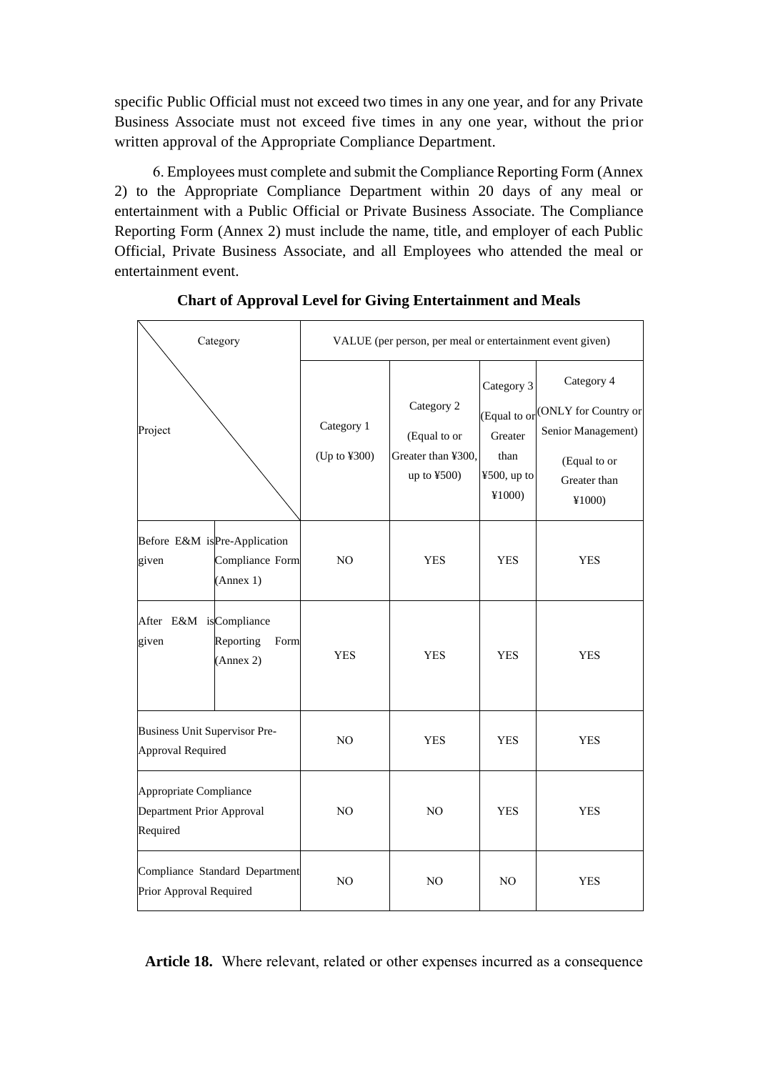specific Public Official must not exceed two times in any one year, and for any Private Business Associate must not exceed five times in any one year, without the prior written approval of the Appropriate Compliance Department.

6. Employees must complete and submit the Compliance Reporting Form (Annex 2) to the Appropriate Compliance Department within 20 days of any meal or entertainment with a Public Official or Private Business Associate. The Compliance Reporting Form (Annex 2) must include the name, title, and employer of each Public Official, Private Business Associate, and all Employees who attended the meal or entertainment event.

**Chart of Approval Level for Giving Entertainment and Meals**

| Category / Project | | VALUE (per person, per meal or entertainment event given) | | | |
|---|---|---|---|---|---|
| | | Category 1 (Up to ¥300) | Category 2 (Equal to or Greater than ¥300, up to ¥500) | Category 3 (Equal to or Greater than ¥500, up to ¥1000) | Category 4 (ONLY for Country or Senior Management) (Equal to or Greater than ¥1000) |
| Before E&M is given | Pre-Application Compliance Form (Annex 1) | NO | YES | YES | YES |
| After E&M is given | Compliance Reporting Form (Annex 2) | YES | YES | YES | YES |
| Business Unit Supervisor Pre-Approval Required | | NO | YES | YES | YES |
| Appropriate Compliance Department Prior Approval Required | | NO | NO | YES | YES |
| Compliance Standard Department Prior Approval Required | | NO | NO | NO | YES |

**Article 18.** Where relevant, related or other expenses incurred as a consequence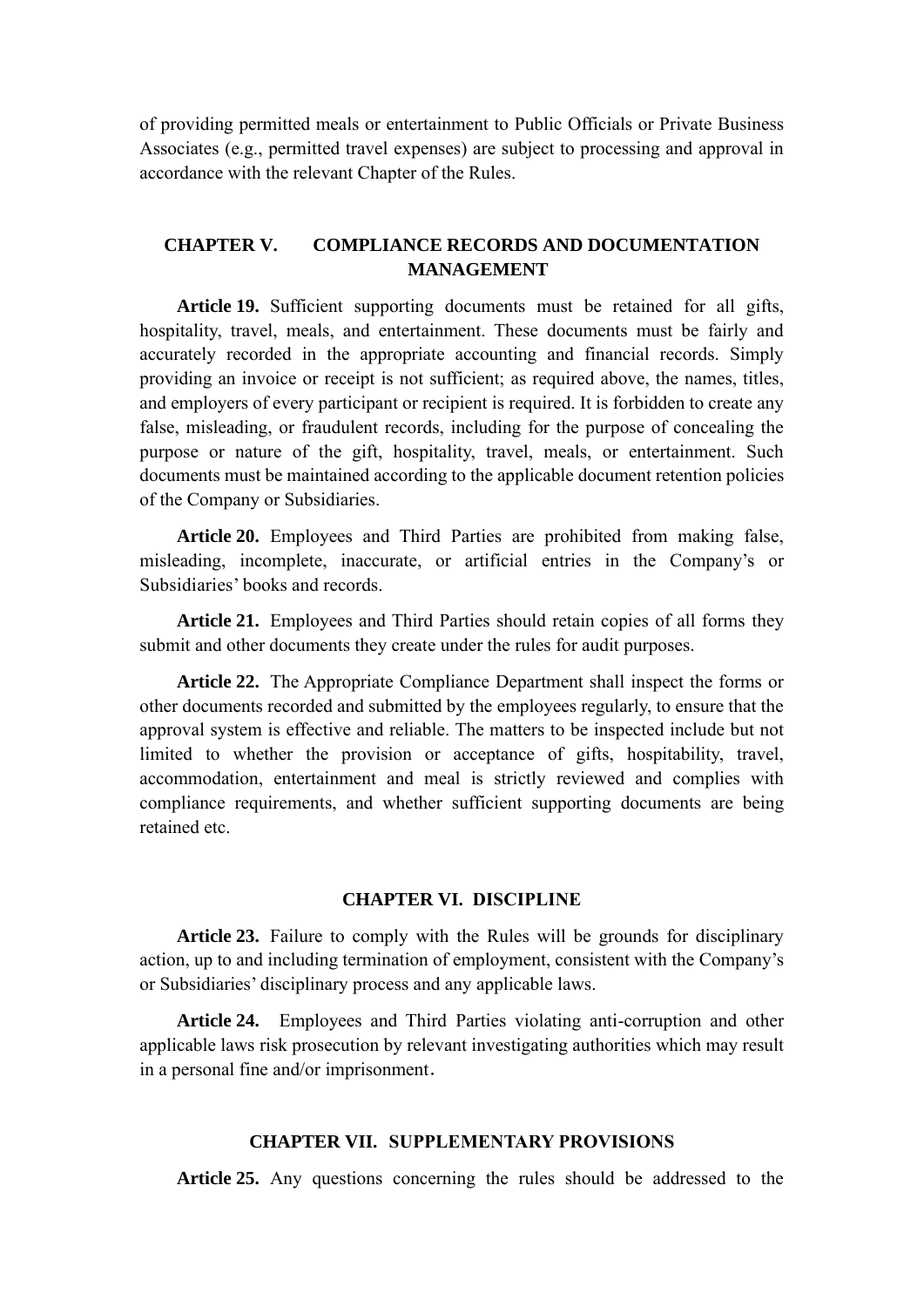of providing permitted meals or entertainment to Public Officials or Private Business Associates (e.g., permitted travel expenses) are subject to processing and approval in accordance with the relevant Chapter of the Rules.

## CHAPTER V. COMPLIANCE RECORDS AND DOCUMENTATION MANAGEMENT

**Article 19.** Sufficient supporting documents must be retained for all gifts, hospitality, travel, meals, and entertainment. These documents must be fairly and accurately recorded in the appropriate accounting and financial records. Simply providing an invoice or receipt is not sufficient; as required above, the names, titles, and employers of every participant or recipient is required. It is forbidden to create any false, misleading, or fraudulent records, including for the purpose of concealing the purpose or nature of the gift, hospitality, travel, meals, or entertainment. Such documents must be maintained according to the applicable document retention policies of the Company or Subsidiaries.

**Article 20.** Employees and Third Parties are prohibited from making false, misleading, incomplete, inaccurate, or artificial entries in the Company's or Subsidiaries' books and records.

**Article 21.** Employees and Third Parties should retain copies of all forms they submit and other documents they create under the rules for audit purposes.

**Article 22.** The Appropriate Compliance Department shall inspect the forms or other documents recorded and submitted by the employees regularly, to ensure that the approval system is effective and reliable. The matters to be inspected include but not limited to whether the provision or acceptance of gifts, hospitability, travel, accommodation, entertainment and meal is strictly reviewed and complies with compliance requirements, and whether sufficient supporting documents are being retained etc.

## CHAPTER VI. DISCIPLINE

**Article 23.** Failure to comply with the Rules will be grounds for disciplinary action, up to and including termination of employment, consistent with the Company's or Subsidiaries' disciplinary process and any applicable laws.

**Article 24.** Employees and Third Parties violating anti-corruption and other applicable laws risk prosecution by relevant investigating authorities which may result in a personal fine and/or imprisonment.

## CHAPTER VII. SUPPLEMENTARY PROVISIONS

**Article 25.** Any questions concerning the rules should be addressed to the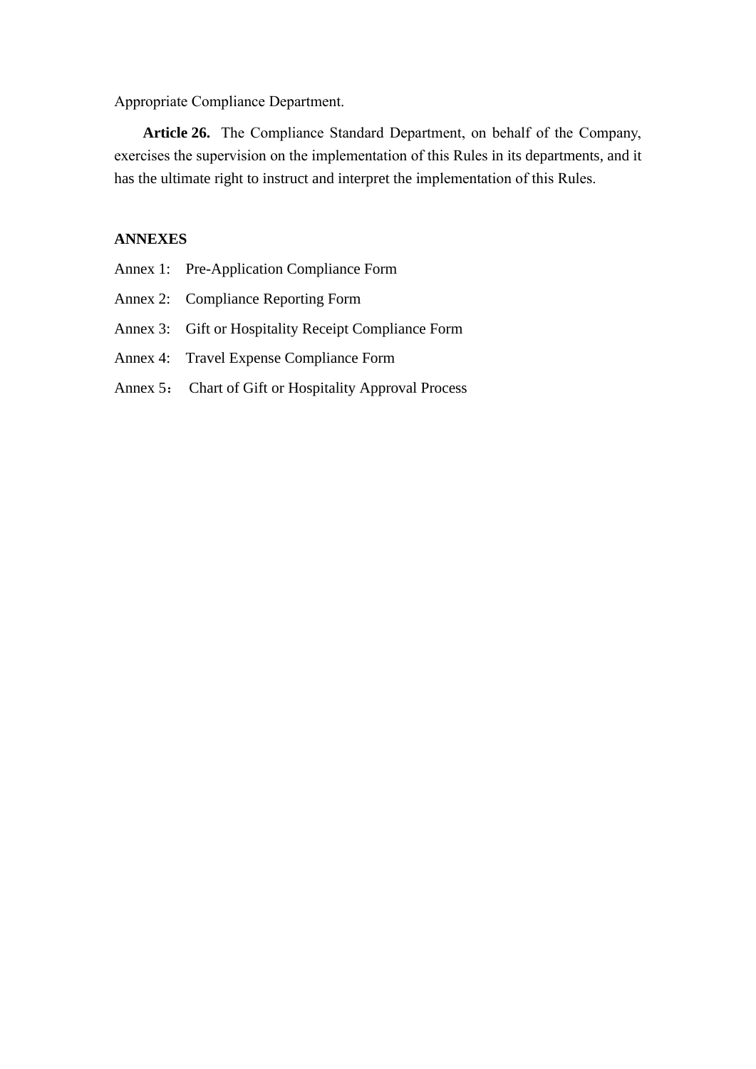Appropriate Compliance Department.

**Article 26.** The Compliance Standard Department, on behalf of the Company, exercises the supervision on the implementation of this Rules in its departments, and it has the ultimate right to instruct and interpret the implementation of this Rules.

**ANNEXES**

Annex 1: Pre-Application Compliance Form

Annex 2: Compliance Reporting Form

Annex 3: Gift or Hospitality Receipt Compliance Form

Annex 4: Travel Expense Compliance Form

Annex 5： Chart of Gift or Hospitality Approval Process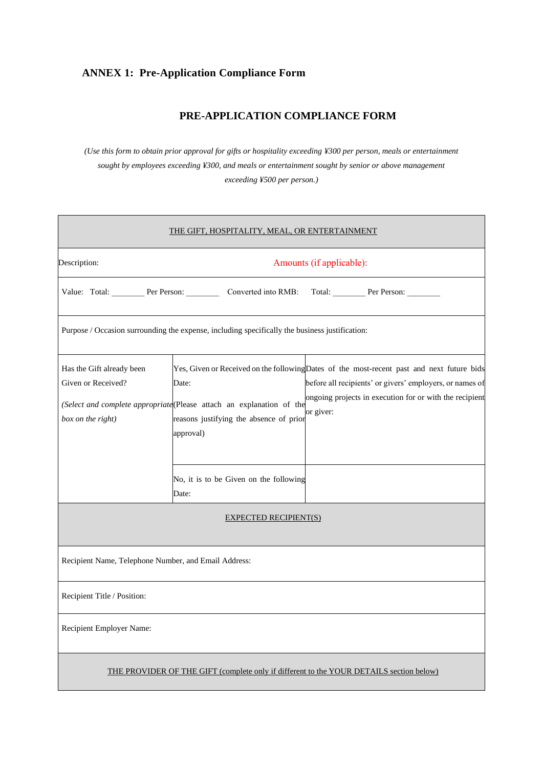## ANNEX 1: Pre-Application Compliance Form

### PRE-APPLICATION COMPLIANCE FORM

*(Use this form to obtain prior approval for gifts or hospitality exceeding ¥300 per person, meals or entertainment sought by employees exceeding ¥300, and meals or entertainment sought by senior or above management exceeding ¥500 per person.)*

| THE GIFT, HOSPITALITY, MEAL, OR ENTERTAINMENT | | |
|---|---|---|
| Description: | Amounts (if applicable): | |
| Value: Total: ________ Per Person: ________ Converted into RMB: Total: ________ Per Person: ________ | | |
| Purpose / Occasion surrounding the expense, including specifically the business justification: | | |
| Has the Gift already been Given or Received? *(Select and complete appropriate box on the right)* | Yes, Given or Received on the following Date: (Please attach an explanation of the reasons justifying the absence of prior approval) | Dates of the most-recent past and next future bids before all recipients' or givers' employers, or names of ongoing projects in execution for or with the recipient or giver: |
| | No, it is to be Given on the following Date: | |
| EXPECTED RECIPIENT(S) | | |
| Recipient Name, Telephone Number, and Email Address: | | |
| Recipient Title / Position: | | |
| Recipient Employer Name: | | |
| THE PROVIDER OF THE GIFT (complete only if different to the YOUR DETAILS section below) | | |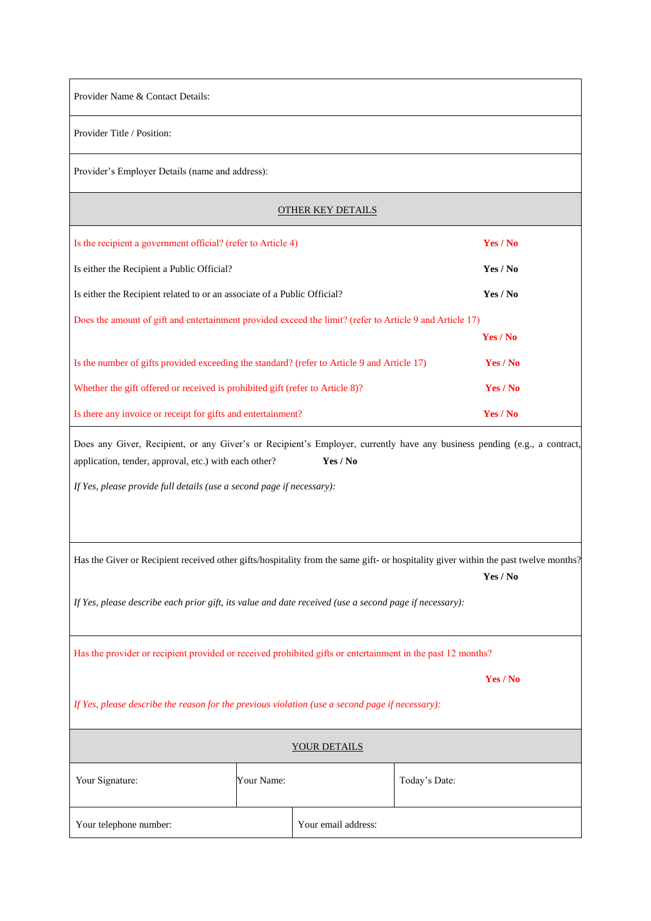| Provider Name & Contact Details: | |
|---|---|
| Provider Title / Position: | |
| Provider's Employer Details (name and address): | |

| OTHER KEY DETAILS | |
|---|---|
| Is the recipient a government official? (refer to Article 4) | **Yes / No** |
| Is either the Recipient a Public Official? | **Yes / No** |
| Is either the Recipient related to or an associate of a Public Official? | **Yes / No** |
| Does the amount of gift and entertainment provided exceed the limit? (refer to Article 9 and Article 17) | **Yes / No** |
| Is the number of gifts provided exceeding the standard? (refer to Article 9 and Article 17) | **Yes / No** |
| Whether the gift offered or received is prohibited gift (refer to Article 8)? | **Yes / No** |
| Is there any invoice or receipt for gifts and entertainment? | **Yes / No** |

Does any Giver, Recipient, or any Giver's or Recipient's Employer, currently have any business pending (e.g., a contract, application, tender, approval, etc.) with each other? **Yes / No**

*If Yes, please provide full details (use a second page if necessary):*

Has the Giver or Recipient received other gifts/hospitality from the same gift- or hospitality giver within the past twelve months? **Yes / No**

*If Yes, please describe each prior gift, its value and date received (use a second page if necessary):*

Has the provider or recipient provided or received prohibited gifts or entertainment in the past 12 months? **Yes / No**

*If Yes, please describe the reason for the previous violation (use a second page if necessary):*

| YOUR DETAILS | | |
|---|---|---|
| Your Signature: | Your Name: | Today's Date: |
| Your telephone number: | Your email address: | |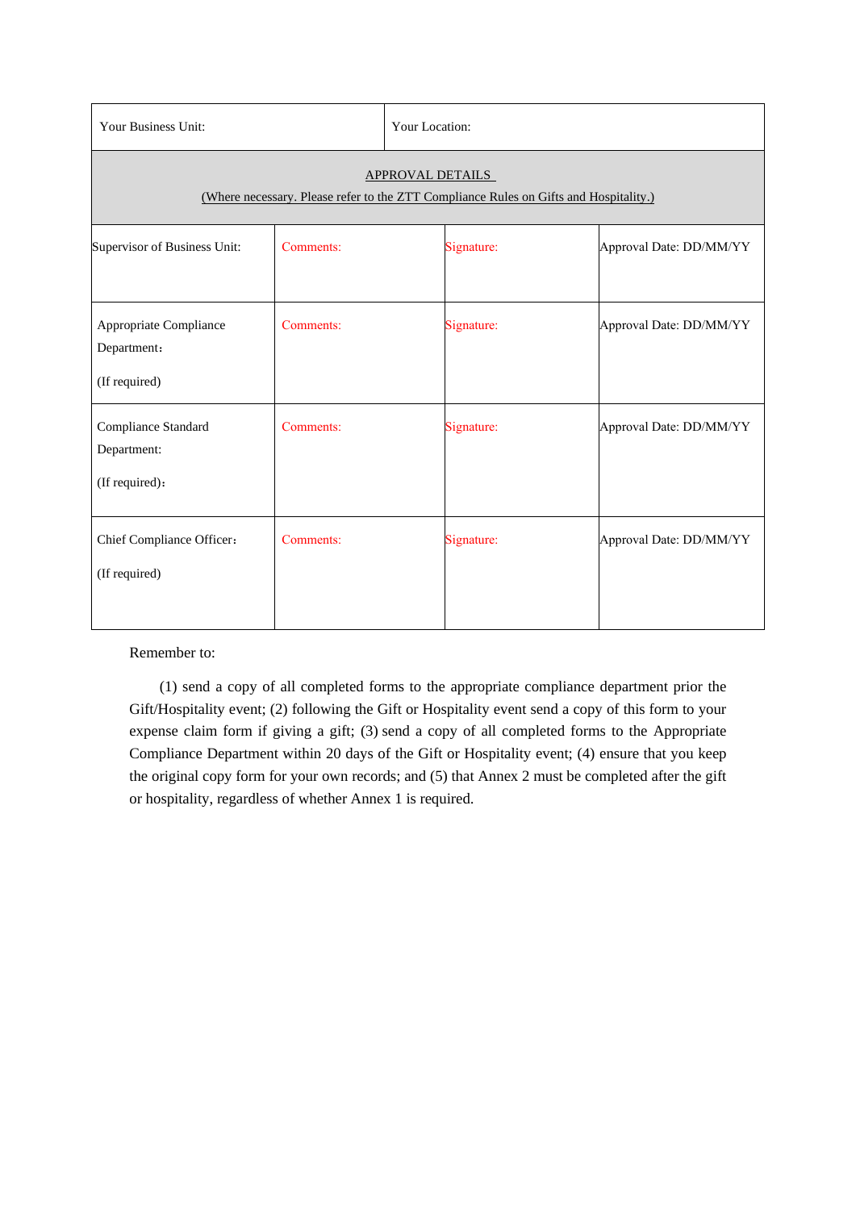| Your Business Unit: | | Your Location: | |
|---|---|---|---|
| APPROVAL DETAILS<br>(Where necessary. Please refer to the ZTT Compliance Rules on Gifts and Hospitality.) | | | |
| Supervisor of Business Unit: | Comments: | Signature: | Approval Date: DD/MM/YY |
| Appropriate Compliance Department：<br>(If required) | Comments: | Signature: | Approval Date: DD/MM/YY |
| Compliance Standard Department:<br>(If required)： | Comments: | Signature: | Approval Date: DD/MM/YY |
| Chief Compliance Officer：<br>(If required) | Comments: | Signature: | Approval Date: DD/MM/YY |

Remember to:

(1) send a copy of all completed forms to the appropriate compliance department prior the Gift/Hospitality event; (2) following the Gift or Hospitality event send a copy of this form to your expense claim form if giving a gift; (3) send a copy of all completed forms to the Appropriate Compliance Department within 20 days of the Gift or Hospitality event; (4) ensure that you keep the original copy form for your own records; and (5) that Annex 2 must be completed after the gift or hospitality, regardless of whether Annex 1 is required.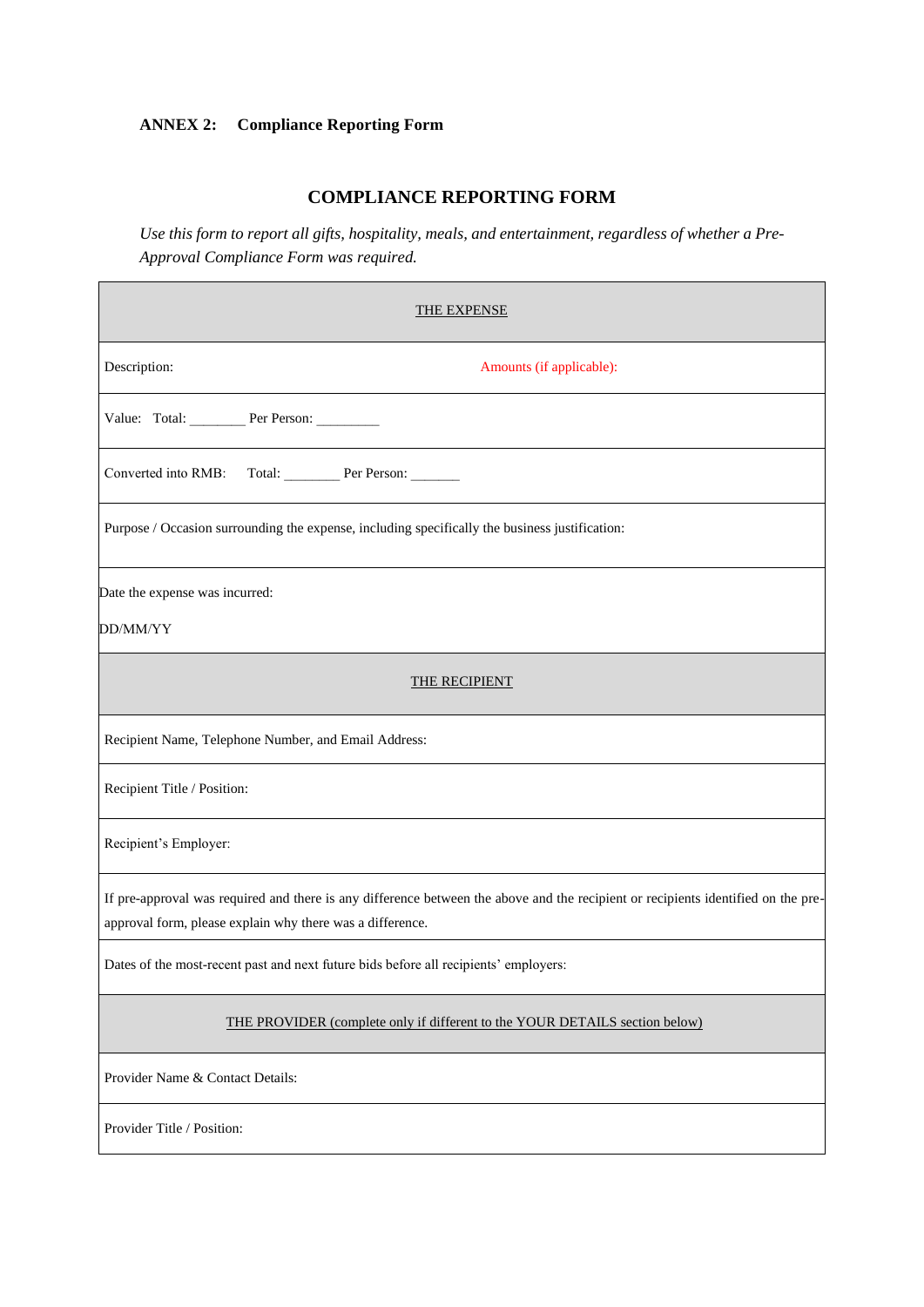**ANNEX 2: Compliance Reporting Form**

## COMPLIANCE REPORTING FORM

*Use this form to report all gifts, hospitality, meals, and entertainment, regardless of whether a Pre-Approval Compliance Form was required.*

| THE EXPENSE | |
|---|---|
| Description: | Amounts (if applicable): |
| Value: Total: ________ Per Person: _________ | |
| Converted into RMB: Total: ________ Per Person: _______ | |
| Purpose / Occasion surrounding the expense, including specifically the business justification: | |
| Date the expense was incurred:<br>DD/MM/YY | |
| **THE RECIPIENT** | |
| Recipient Name, Telephone Number, and Email Address: | |
| Recipient Title / Position: | |
| Recipient's Employer: | |
| If pre-approval was required and there is any difference between the above and the recipient or recipients identified on the pre-approval form, please explain why there was a difference. | |
| Dates of the most-recent past and next future bids before all recipients' employers: | |
| **THE PROVIDER (complete only if different to the YOUR DETAILS section below)** | |
| Provider Name & Contact Details: | |
| Provider Title / Position: | |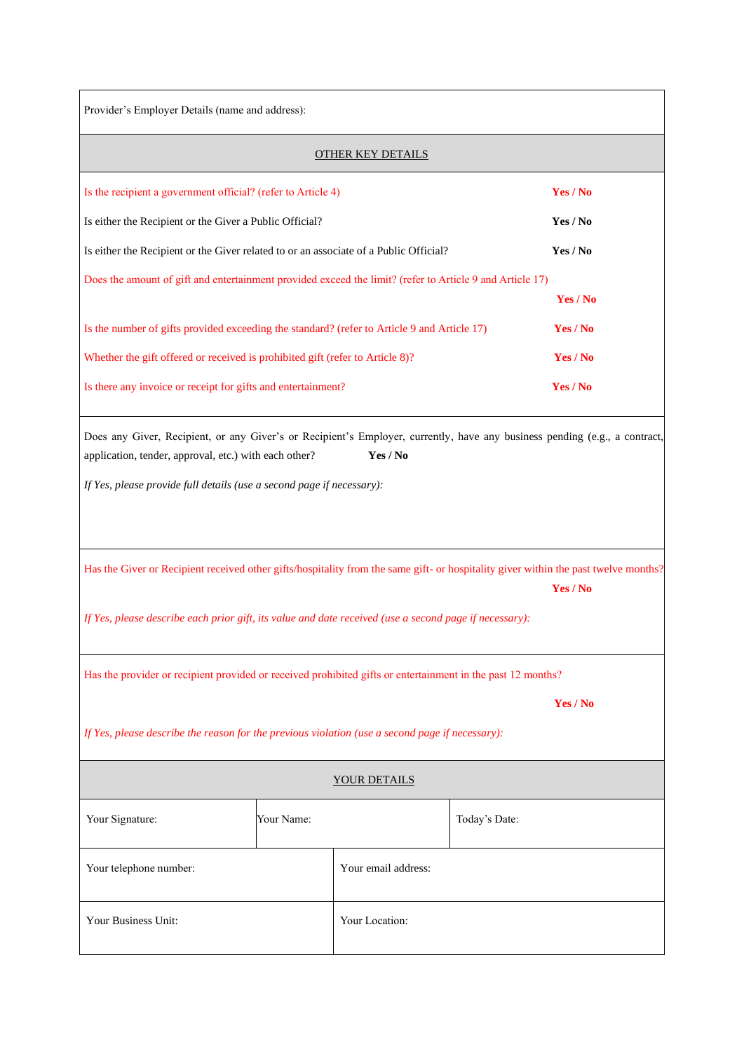Provider's Employer Details (name and address):

## OTHER KEY DETAILS

| Question | Answer |
|---|---|
| Is the recipient a government official? (refer to Article 4) | **Yes / No** |
| Is either the Recipient or the Giver a Public Official? | **Yes / No** |
| Is either the Recipient or the Giver related to or an associate of a Public Official? | **Yes / No** |
| Does the amount of gift and entertainment provided exceed the limit? (refer to Article 9 and Article 17) | **Yes / No** |
| Is the number of gifts provided exceeding the standard? (refer to Article 9 and Article 17) | **Yes / No** |
| Whether the gift offered or received is prohibited gift (refer to Article 8)? | **Yes / No** |
| Is there any invoice or receipt for gifts and entertainment? | **Yes / No** |

Does any Giver, Recipient, or any Giver's or Recipient's Employer, currently, have any business pending (e.g., a contract, application, tender, approval, etc.) with each other? **Yes / No**

*If Yes, please provide full details (use a second page if necessary):*

Has the Giver or Recipient received other gifts/hospitality from the same gift- or hospitality giver within the past twelve months? **Yes / No**

*If Yes, please describe each prior gift, its value and date received (use a second page if necessary):*

Has the provider or recipient provided or received prohibited gifts or entertainment in the past 12 months? **Yes / No**

*If Yes, please describe the reason for the previous violation (use a second page if necessary):*

## YOUR DETAILS

| Your Signature: | Your Name: | Today's Date: |
|---|---|---|
| Your telephone number: | Your email address: | |
| Your Business Unit: | Your Location: | |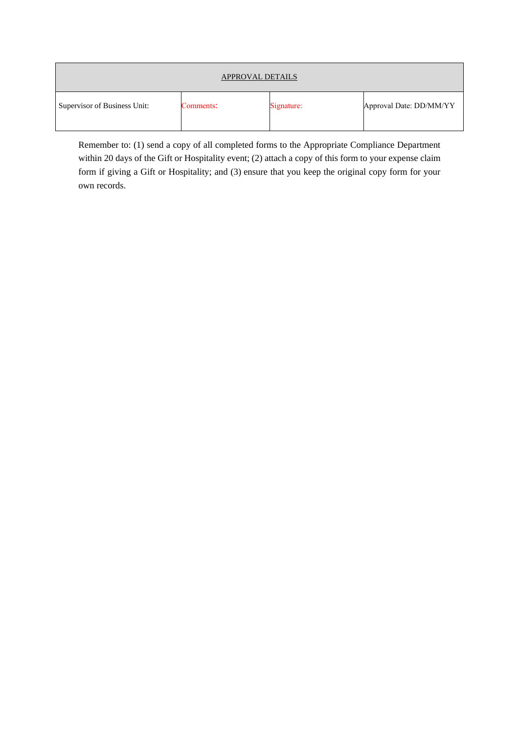| APPROVAL DETAILS | | | |
|---|---|---|---|
| Supervisor of Business Unit: | Comments: | Signature: | Approval Date: DD/MM/YY |

Remember to: (1) send a copy of all completed forms to the Appropriate Compliance Department within 20 days of the Gift or Hospitality event; (2) attach a copy of this form to your expense claim form if giving a Gift or Hospitality; and (3) ensure that you keep the original copy form for your own records.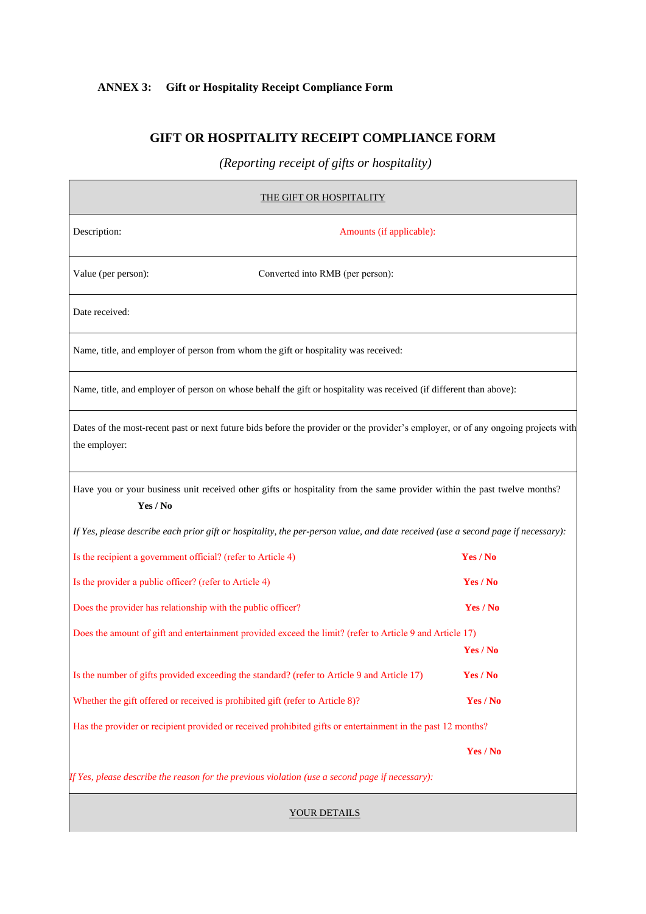**ANNEX 3: Gift or Hospitality Receipt Compliance Form**

## GIFT OR HOSPITALITY RECEIPT COMPLIANCE FORM

*(Reporting receipt of gifts or hospitality)*

| THE GIFT OR HOSPITALITY | |
|---|---|
| Description: | Amounts (if applicable): |
| Value (per person): | Converted into RMB (per person): |
| Date received: | |
| Name, title, and employer of person from whom the gift or hospitality was received: | |
| Name, title, and employer of person on whose behalf the gift or hospitality was received (if different than above): | |
| Dates of the most-recent past or next future bids before the provider or the provider's employer, or of any ongoing projects with the employer: | |
| Have you or your business unit received other gifts or hospitality from the same provider within the past twelve months? **Yes / No** | |
| *If Yes, please describe each prior gift or hospitality, the per-person value, and date received (use a second page if necessary):* | |
| Is the recipient a government official? (refer to Article 4) | **Yes / No** |
| Is the provider a public officer? (refer to Article 4) | **Yes / No** |
| Does the provider has relationship with the public officer? | **Yes / No** |
| Does the amount of gift and entertainment provided exceed the limit? (refer to Article 9 and Article 17) | **Yes / No** |
| Is the number of gifts provided exceeding the standard? (refer to Article 9 and Article 17) | **Yes / No** |
| Whether the gift offered or received is prohibited gift (refer to Article 8)? | **Yes / No** |
| Has the provider or recipient provided or received prohibited gifts or entertainment in the past 12 months? | **Yes / No** |
| *If Yes, please describe the reason for the previous violation (use a second page if necessary):* | |
| YOUR DETAILS | |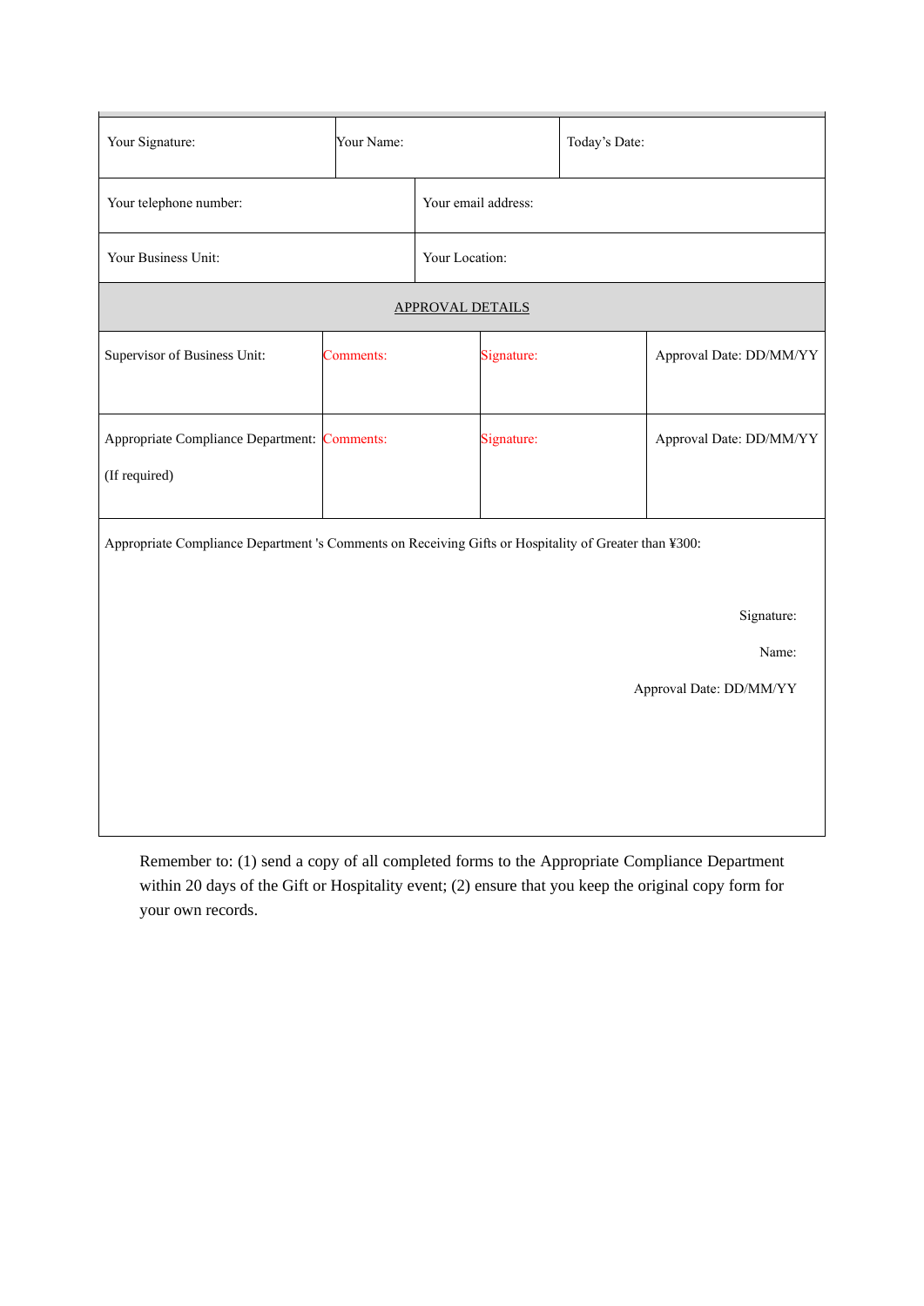| Your Signature: | Your Name: | Today's Date: |
|---|---|---|

| Your telephone number: | Your email address: |
|---|---|
| Your Business Unit: | Your Location: |

| APPROVAL DETAILS | | | |
|---|---|---|---|
| Supervisor of Business Unit: | Comments: | Signature: | Approval Date: DD/MM/YY |
| Appropriate Compliance Department: (If required) | Comments: | Signature: | Approval Date: DD/MM/YY |

Appropriate Compliance Department 's Comments on Receiving Gifts or Hospitality of Greater than ¥300:

Signature:

Name:

Approval Date: DD/MM/YY

Remember to: (1) send a copy of all completed forms to the Appropriate Compliance Department within 20 days of the Gift or Hospitality event; (2) ensure that you keep the original copy form for your own records.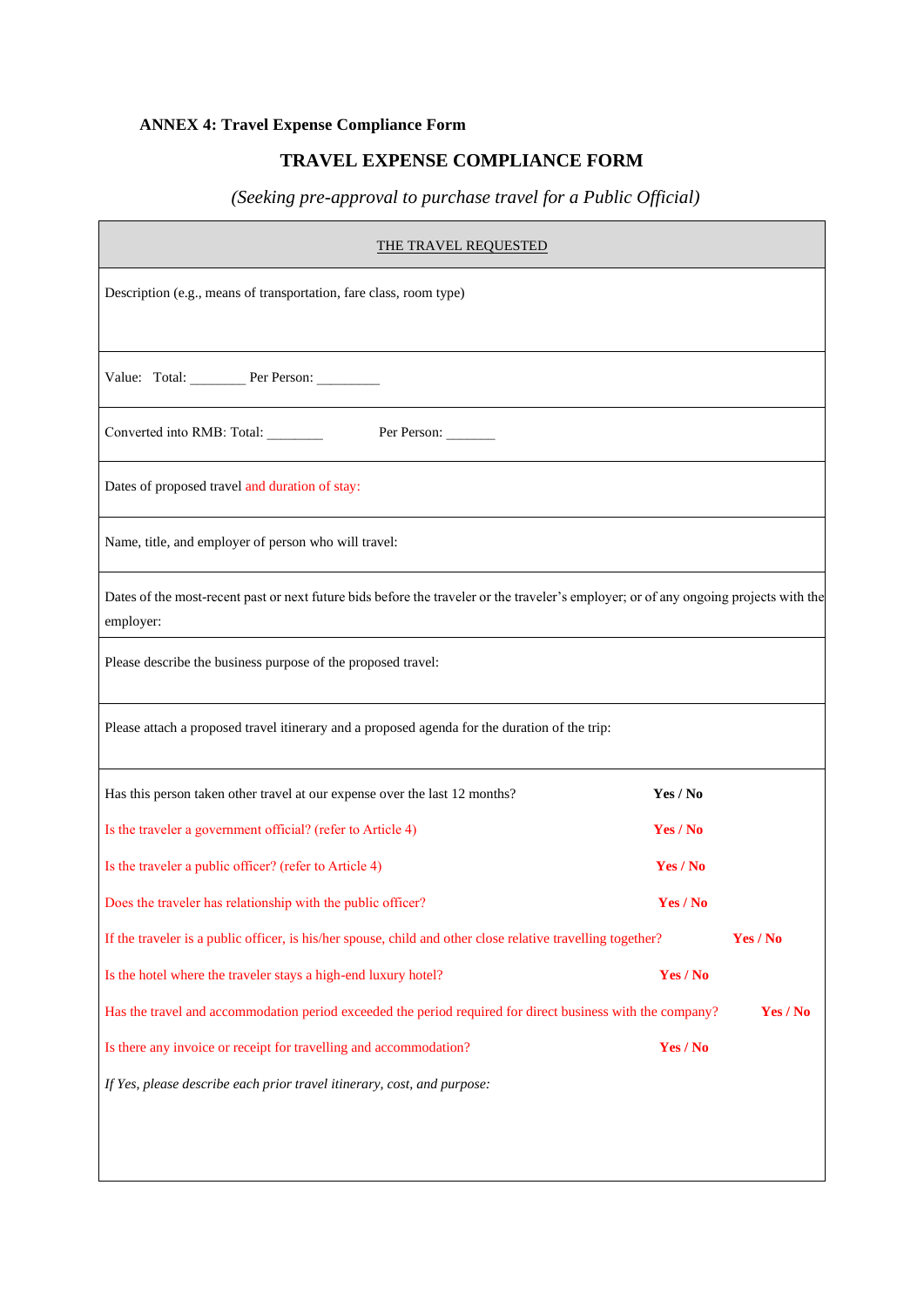**ANNEX 4: Travel Expense Compliance Form**

## TRAVEL EXPENSE COMPLIANCE FORM

*(Seeking pre-approval to purchase travel for a Public Official)*

| THE TRAVEL REQUESTED | |
|---|---|
| Description (e.g., means of transportation, fare class, room type) | |
| Value: Total: ________ Per Person: _________ | |
| Converted into RMB: Total: ________ Per Person: _______ | |
| Dates of proposed travel and duration of stay: | |
| Name, title, and employer of person who will travel: | |
| Dates of the most-recent past or next future bids before the traveler or the traveler's employer; or of any ongoing projects with the employer: | |
| Please describe the business purpose of the proposed travel: | |
| Please attach a proposed travel itinerary and a proposed agenda for the duration of the trip: | |
| Has this person taken other travel at our expense over the last 12 months? | **Yes / No** |
| Is the traveler a government official? (refer to Article 4) | **Yes / No** |
| Is the traveler a public officer? (refer to Article 4) | **Yes / No** |
| Does the traveler has relationship with the public officer? | **Yes / No** |
| If the traveler is a public officer, is his/her spouse, child and other close relative travelling together? | **Yes / No** |
| Is the hotel where the traveler stays a high-end luxury hotel? | **Yes / No** |
| Has the travel and accommodation period exceeded the period required for direct business with the company? | **Yes / No** |
| Is there any invoice or receipt for travelling and accommodation? | **Yes / No** |
| *If Yes, please describe each prior travel itinerary, cost, and purpose:* | |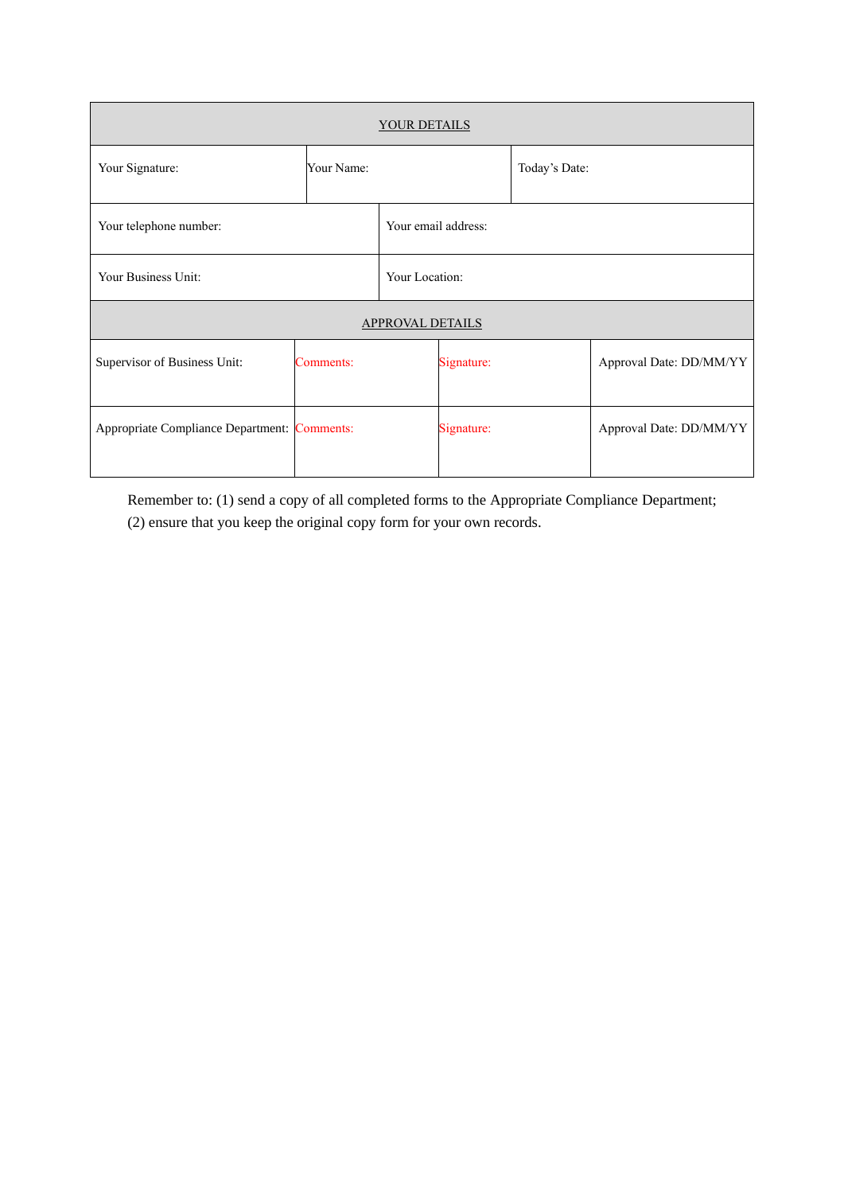| YOUR DETAILS | | | |
|---|---|---|---|
| Your Signature: | Your Name: | | Today's Date: |
| Your telephone number: | | Your email address: | |
| Your Business Unit: | | Your Location: | |
| APPROVAL DETAILS | | | |
| Supervisor of Business Unit: | Comments: | Signature: | Approval Date: DD/MM/YY |
| Appropriate Compliance Department: | Comments: | Signature: | Approval Date: DD/MM/YY |

Remember to: (1) send a copy of all completed forms to the Appropriate Compliance Department; (2) ensure that you keep the original copy form for your own records.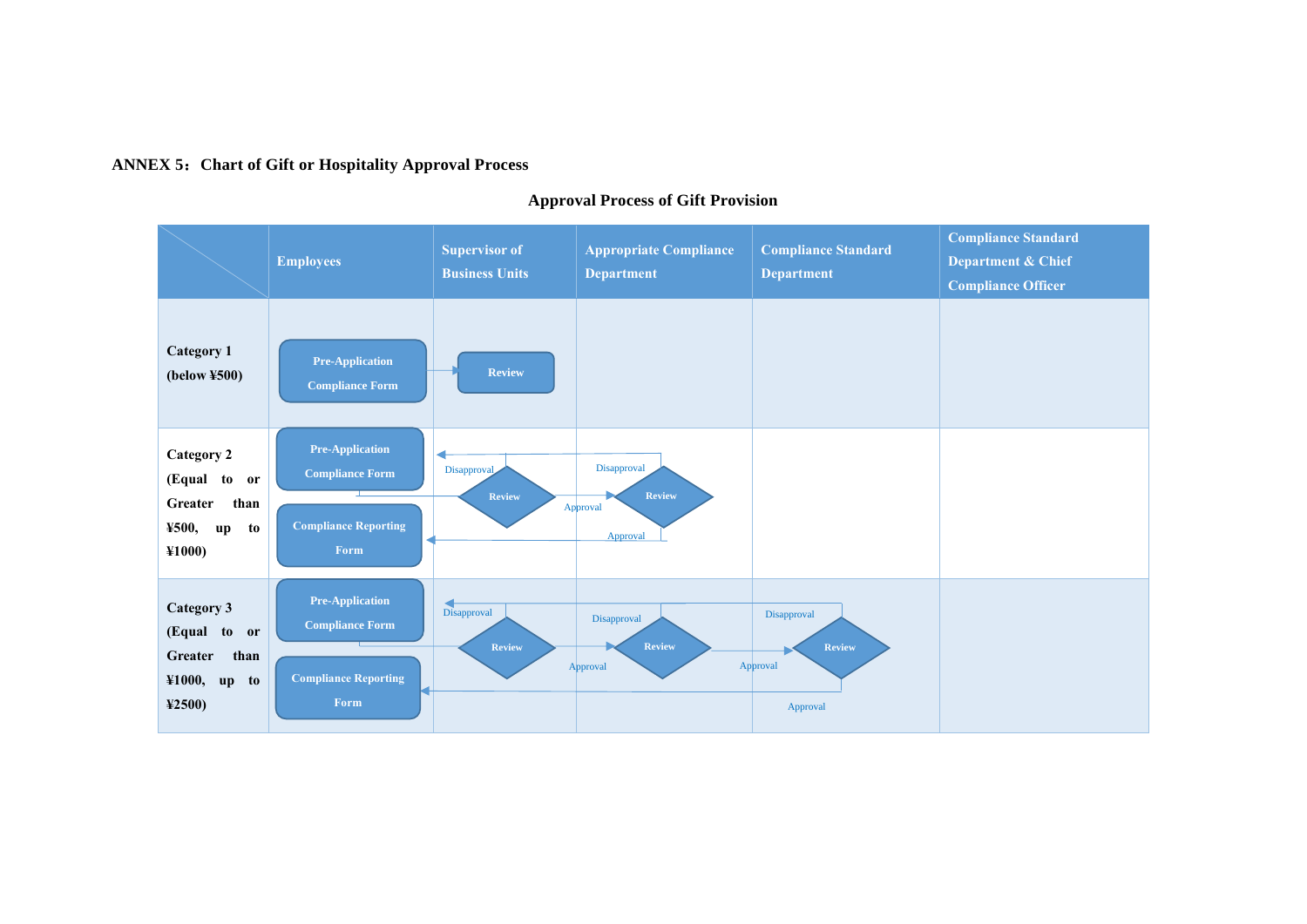**ANNEX 5：Chart of Gift or Hospitality Approval Process**

**Approval Process of Gift Provision**

| | Employees | Supervisor of Business Units | Appropriate Compliance Department | Compliance Standard Department | Compliance Standard Department & Chief Compliance Officer |
|---|---|---|---|---|---|
| **Category 1 (below ¥500)** | Pre-Application Compliance Form | Review | | | |
| **Category 2 (Equal to or Greater than ¥500, up to ¥1000)** | Pre-Application Compliance Form<br>Compliance Reporting Form | Review (Disapproval / Approval) | Review (Disapproval / Approval) | | |
| **Category 3 (Equal to or Greater than ¥1000, up to ¥2500)** | Pre-Application Compliance Form<br>Compliance Reporting Form | Review (Disapproval / Approval) | Review (Disapproval / Approval) | Review (Disapproval / Approval) | |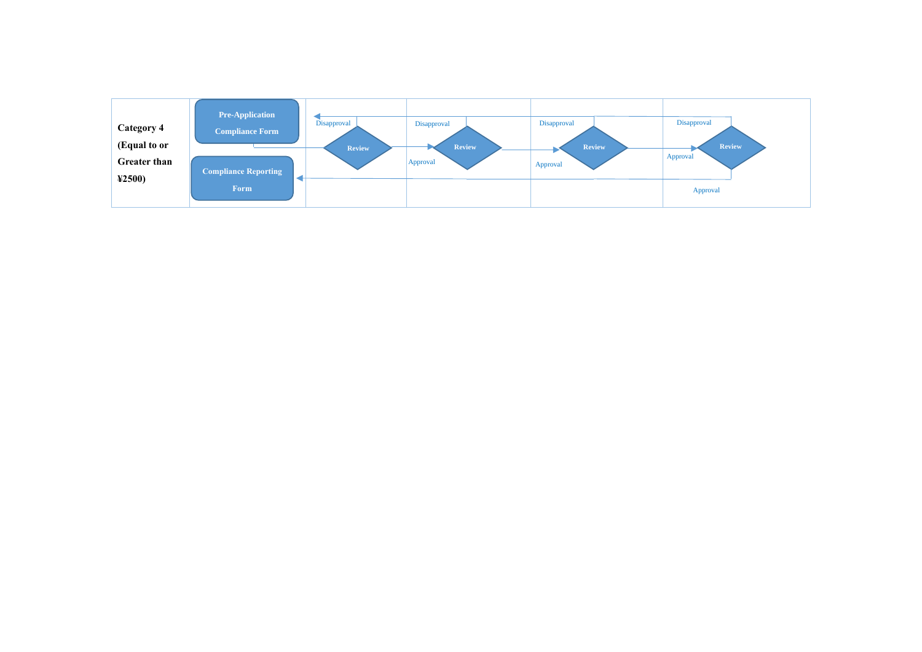| Category 4 (Equal to or Greater than ¥2500) | Pre-Application Compliance Form | Review | Review | Review | Review |
| --- | --- | --- | --- | --- | --- |
| | Compliance Reporting Form | Disapproval | Disapproval / Approval | Disapproval / Approval | Disapproval / Approval / Approval |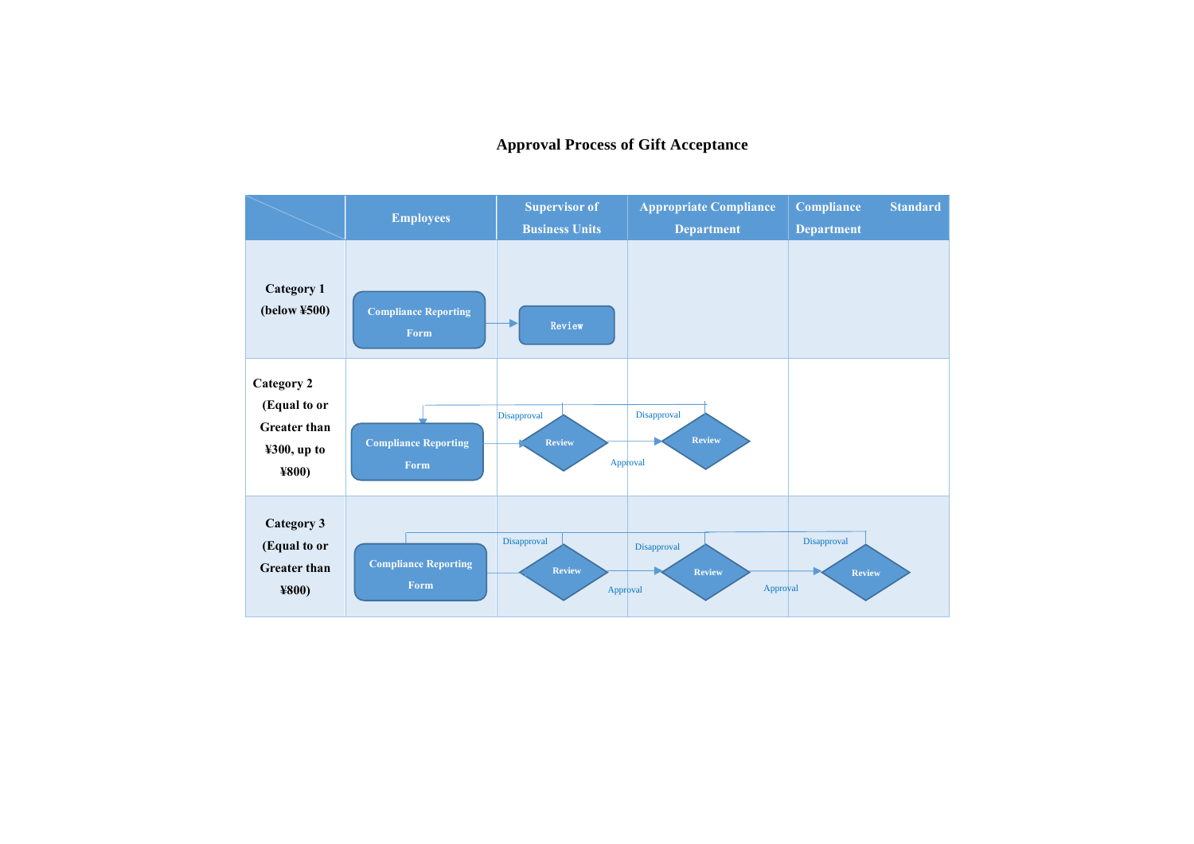# Approval Process of Gift Acceptance

| | Employees | Supervisor of Business Units | Appropriate Compliance Department | Compliance Standard Department |
|---|---|---|---|---|
| Category 1 (below ¥500) | Compliance Reporting Form → | Review | | |
| Category 2 (Equal to or Greater than ¥300, up to ¥800) | Compliance Reporting Form → | Review (Approval →; Disapproval → back to Form) | Review (Disapproval → back to Form) | |
| Category 3 (Equal to or Greater than ¥800) | Compliance Reporting Form → | Review (Approval →; Disapproval → back to Form) | Review (Approval →; Disapproval → back to Form) | Review (Disapproval → back to Form) |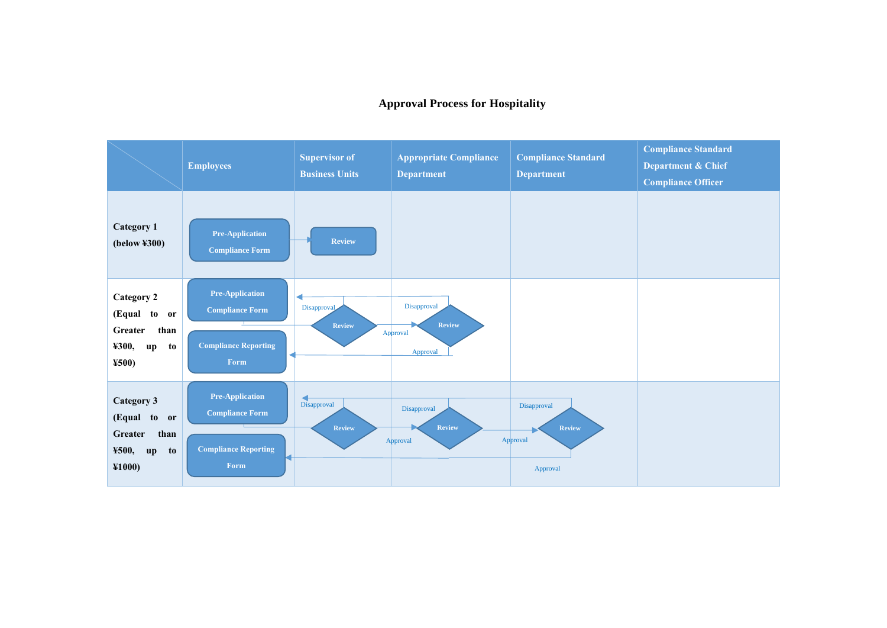# Approval Process for Hospitality

| | Employees | Supervisor of Business Units | Appropriate Compliance Department | Compliance Standard Department | Compliance Standard Department & Chief Compliance Officer |
|---|---|---|---|---|---|
| **Category 1 (below ¥300)** | Pre-Application Compliance Form | Review | | | |
| **Category 2 (Equal to or Greater than ¥300, up to ¥500)** | Pre-Application Compliance Form; Compliance Reporting Form | Review (Disapproval / Approval) | Review (Disapproval / Approval) | | |
| **Category 3 (Equal to or Greater than ¥500, up to ¥1000)** | Pre-Application Compliance Form; Compliance Reporting Form | Review (Disapproval / Approval) | Review (Disapproval / Approval) | Review (Disapproval / Approval) | |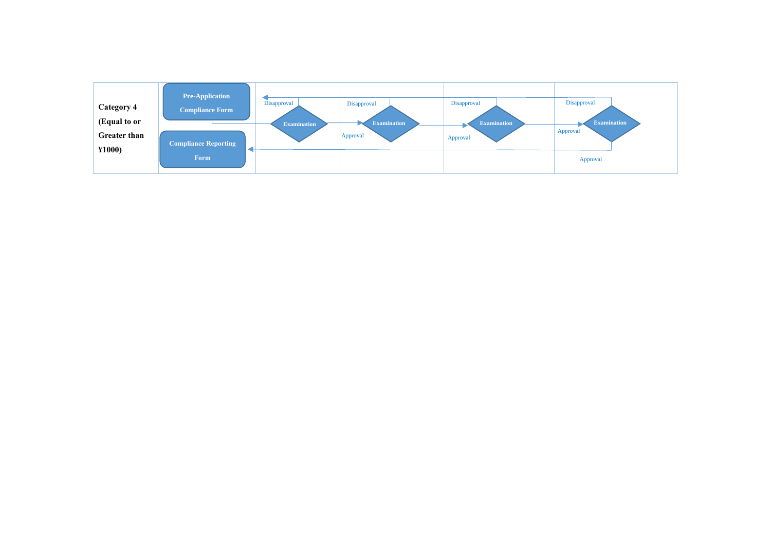Category 4 (Equal to or Greater than ¥1000)

Pre-Application Compliance Form

Compliance Reporting Form

Disapproval

Examination

Disapproval

Examination

Approval

Disapproval

Examination

Approval

Disapproval

Examination

Approval

Approval